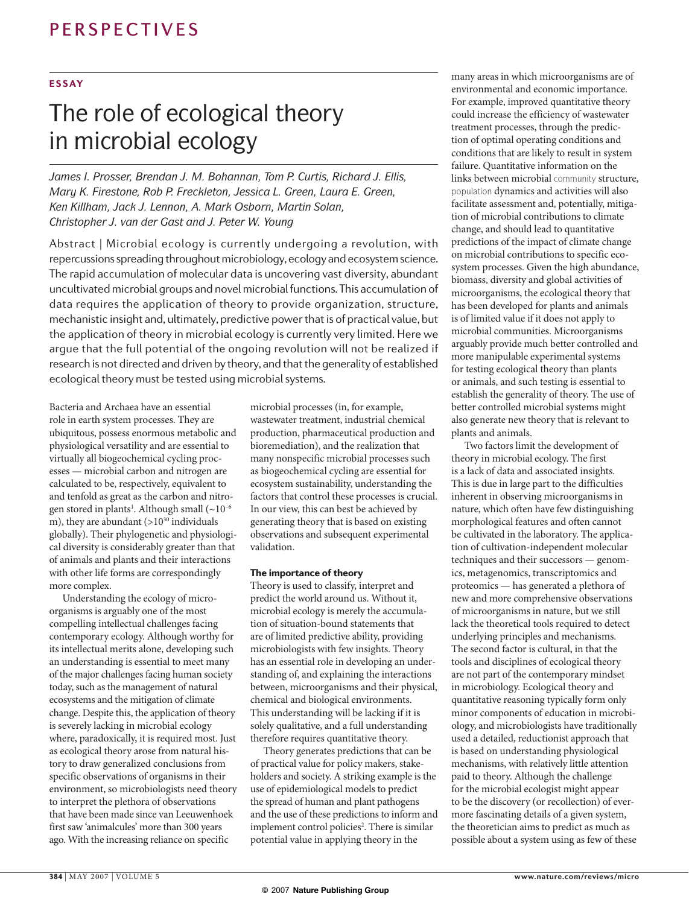**ESSAY**

# The role of ecological theory in microbial ecology

*James I. Prosser, Brendan J. M. Bohannan, Tom P. Curtis, Richard J. Ellis, Mary K. Firestone, Rob P. Freckleton, Jessica L. Green, Laura E. Green, Ken Killham, Jack J. Lennon, A. Mark Osborn, Martin Solan, Christopher J. van der Gast and J. Peter W. Young*

Abstract | Microbial ecology is currently undergoing a revolution, with repercussions spreading throughout microbiology, ecology and ecosystem science. The rapid accumulation of molecular data is uncovering vast diversity, abundant uncultivated microbial groups and novel microbial functions. This accumulation of data requires the application of theory to provide organization, structure, mechanistic insight and, ultimately, predictive power that is of practical value, but the application of theory in microbial ecology is currently very limited. Here we argue that the full potential of the ongoing revolution will not be realized if research is not directed and driven by theory, and that the generality of established ecological theory must be tested using microbial systems.

Bacteria and Archaea have an essential role in earth system processes. They are ubiquitous, possess enormous metabolic and physiological versatility and are essential to virtually all biogeochemical cycling processes — microbial carbon and nitrogen are calculated to be, respectively, equivalent to and tenfold as great as the carbon and nitrogen stored in plants[1]. Although small (~$10^{-6}$ m), they are abundant (>$10^{30}$ individuals globally). Their phylogenetic and physiological diversity is considerably greater than that of animals and plants and their interactions with other life forms are correspondingly more complex.

Understanding the ecology of microorganisms is arguably one of the most compelling intellectual challenges facing contemporary ecology. Although worthy for its intellectual merits alone, developing such an understanding is essential to meet many of the major challenges facing human society today, such as the management of natural ecosystems and the mitigation of climate change. Despite this, the application of theory is severely lacking in microbial ecology where, paradoxically, it is required most. Just as ecological theory arose from natural history to draw generalized conclusions from specific observations of organisms in their environment, so microbiologists need theory to interpret the plethora of observations that have been made since van Leeuwenhoek first saw 'animalcules' more than 300 years ago. With the increasing reliance on specific microbial processes (in, for example, wastewater treatment, industrial chemical production, pharmaceutical production and bioremediation), and the realization that many nonspecific microbial processes such as biogeochemical cycling are essential for ecosystem sustainability, understanding the factors that control these processes is crucial. In our view, this can best be achieved by generating theory that is based on existing observations and subsequent experimental validation.

## The importance of theory

Theory is used to classify, interpret and predict the world around us. Without it, microbial ecology is merely the accumulation of situation-bound statements that are of limited predictive ability, providing microbiologists with few insights. Theory has an essential role in developing an understanding of, and explaining the interactions between, microorganisms and their physical, chemical and biological environments. This understanding will be lacking if it is solely qualitative, and a full understanding therefore requires quantitative theory.

Theory generates predictions that can be of practical value for policy makers, stakeholders and society. A striking example is the use of epidemiological models to predict the spread of human and plant pathogens and the use of these predictions to inform and implement control policies[2]. There is similar potential value in applying theory in the many areas in which microorganisms are of environmental and economic importance. For example, improved quantitative theory could increase the efficiency of wastewater treatment processes, through the prediction of optimal operating conditions and conditions that are likely to result in system failure. Quantitative information on the links between microbial community structure, population dynamics and activities will also facilitate assessment and, potentially, mitigation of microbial contributions to climate change, and should lead to quantitative predictions of the impact of climate change on microbial contributions to specific ecosystem processes. Given the high abundance, biomass, diversity and global activities of microorganisms, the ecological theory that has been developed for plants and animals is of limited value if it does not apply to microbial communities. Microorganisms arguably provide much better controlled and more manipulable experimental systems for testing ecological theory than plants or animals, and such testing is essential to establish the generality of theory. The use of better controlled microbial systems might also generate new theory that is relevant to plants and animals.

Two factors limit the development of theory in microbial ecology. The first is a lack of data and associated insights. This is due in large part to the difficulties inherent in observing microorganisms in nature, which often have few distinguishing morphological features and often cannot be cultivated in the laboratory. The application of cultivation-independent molecular techniques and their successors — genomics, metagenomics, transcriptomics and proteomics — has generated a plethora of new and more comprehensive observations of microorganisms in nature, but we still lack the theoretical tools required to detect underlying principles and mechanisms. The second factor is cultural, in that the tools and disciplines of ecological theory are not part of the contemporary mindset in microbiology. Ecological theory and quantitative reasoning typically form only minor components of education in microbiology, and microbiologists have traditionally used a detailed, reductionist approach that is based on understanding physiological mechanisms, with relatively little attention paid to theory. Although the challenge for the microbial ecologist might appear to be the discovery (or recollection) of ever-more fascinating details of a given system, the theoretician aims to predict as much as possible about a system using as few of these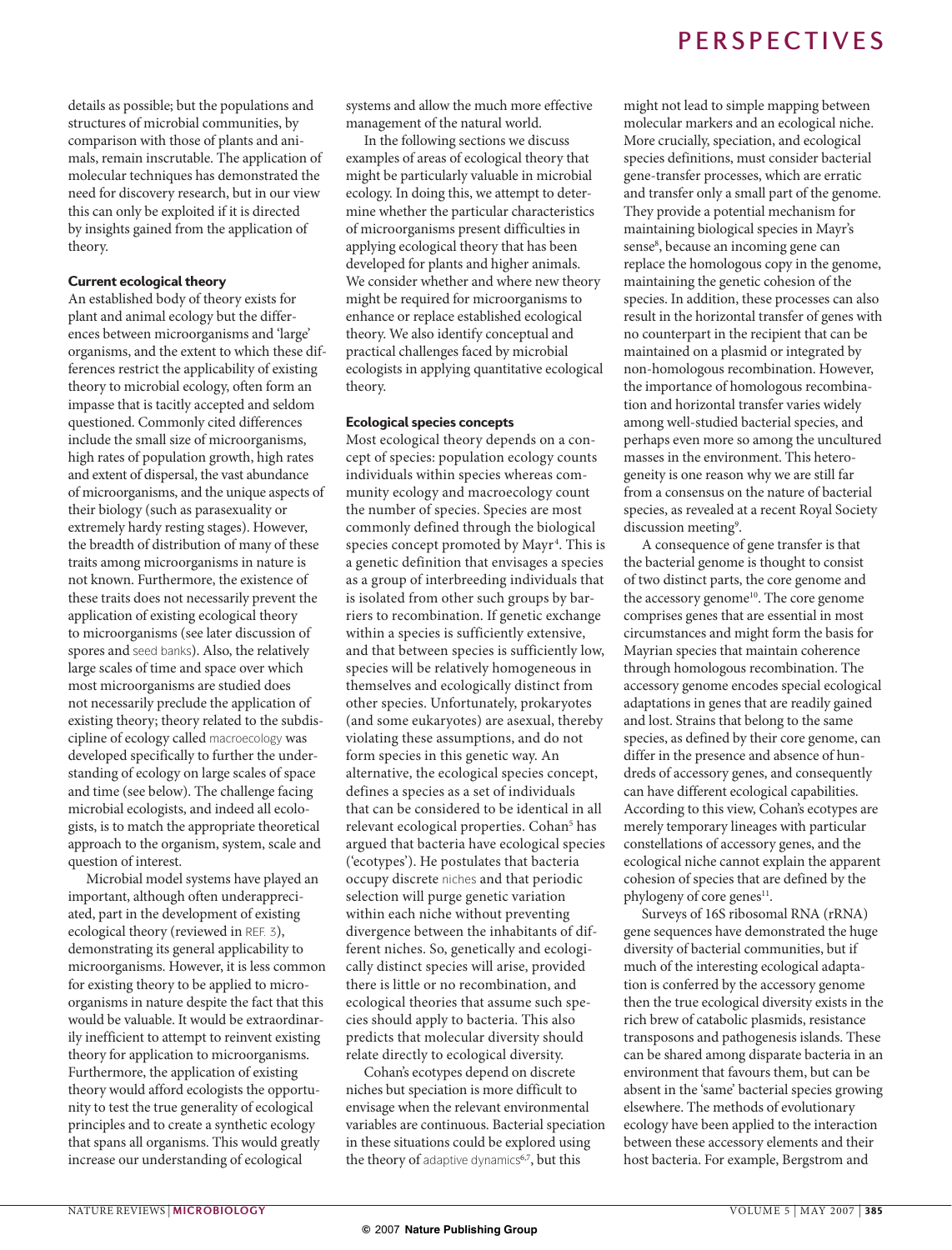details as possible; but the populations and structures of microbial communities, by comparison with those of plants and animals, remain inscrutable. The application of molecular techniques has demonstrated the need for discovery research, but in our view this can only be exploited if it is directed by insights gained from the application of theory.

### Current ecological theory

An established body of theory exists for plant and animal ecology but the differences between microorganisms and 'large' organisms, and the extent to which these differences restrict the applicability of existing theory to microbial ecology, often form an impasse that is tacitly accepted and seldom questioned. Commonly cited differences include the small size of microorganisms, high rates of population growth, high rates and extent of dispersal, the vast abundance of microorganisms, and the unique aspects of their biology (such as parasexuality or extremely hardy resting stages). However, the breadth of distribution of many of these traits among microorganisms in nature is not known. Furthermore, the existence of these traits does not necessarily prevent the application of existing ecological theory to microorganisms (see later discussion of spores and seed banks). Also, the relatively large scales of time and space over which most microorganisms are studied does not necessarily preclude the application of existing theory; theory related to the subdiscipline of ecology called macroecology was developed specifically to further the understanding of ecology on large scales of space and time (see below). The challenge facing microbial ecologists, and indeed all ecologists, is to match the appropriate theoretical approach to the organism, system, scale and question of interest.

Microbial model systems have played an important, although often underappreciated, part in the development of existing ecological theory (reviewed in REF. 3), demonstrating its general applicability to microorganisms. However, it is less common for existing theory to be applied to microorganisms in nature despite the fact that this would be valuable. It would be extraordinarily inefficient to attempt to reinvent existing theory for application to microorganisms. Furthermore, the application of existing theory would afford ecologists the opportunity to test the true generality of ecological principles and to create a synthetic ecology that spans all organisms. This would greatly increase our understanding of ecological systems and allow the much more effective management of the natural world.

In the following sections we discuss examples of areas of ecological theory that might be particularly valuable in microbial ecology. In doing this, we attempt to determine whether the particular characteristics of microorganisms present difficulties in applying ecological theory that has been developed for plants and higher animals. We consider whether and where new theory might be required for microorganisms to enhance or replace established ecological theory. We also identify conceptual and practical challenges faced by microbial ecologists in applying quantitative ecological theory.

### Ecological species concepts

Most ecological theory depends on a concept of species: population ecology counts individuals within species whereas community ecology and macroecology count the number of species. Species are most commonly defined through the biological species concept promoted by Mayr[4]. This is a genetic definition that envisages a species as a group of interbreeding individuals that is isolated from other such groups by barriers to recombination. If genetic exchange within a species is sufficiently extensive, and that between species is sufficiently low, species will be relatively homogeneous in themselves and ecologically distinct from other species. Unfortunately, prokaryotes (and some eukaryotes) are asexual, thereby violating these assumptions, and do not form species in this genetic way. An alternative, the ecological species concept, defines a species as a set of individuals that can be considered to be identical in all relevant ecological properties. Cohan[5] has argued that bacteria have ecological species ('ecotypes'). He postulates that bacteria occupy discrete niches and that periodic selection will purge genetic variation within each niche without preventing divergence between the inhabitants of different niches. So, genetically and ecologically distinct species will arise, provided there is little or no recombination, and ecological theories that assume such species should apply to bacteria. This also predicts that molecular diversity should relate directly to ecological diversity.

Cohan's ecotypes depend on discrete niches but speciation is more difficult to envisage when the relevant environmental variables are continuous. Bacterial speciation in these situations could be explored using the theory of adaptive dynamics[6,7], but this might not lead to simple mapping between molecular markers and an ecological niche. More crucially, speciation, and ecological species definitions, must consider bacterial gene-transfer processes, which are erratic and transfer only a small part of the genome. They provide a potential mechanism for maintaining biological species in Mayr's sense[8], because an incoming gene can replace the homologous copy in the genome, maintaining the genetic cohesion of the species. In addition, these processes can also result in the horizontal transfer of genes with no counterpart in the recipient that can be maintained on a plasmid or integrated by non-homologous recombination. However, the importance of homologous recombination and horizontal transfer varies widely among well-studied bacterial species, and perhaps even more so among the uncultured masses in the environment. This heterogeneity is one reason why we are still far from a consensus on the nature of bacterial species, as revealed at a recent Royal Society discussion meeting[9].

A consequence of gene transfer is that the bacterial genome is thought to consist of two distinct parts, the core genome and the accessory genome[10]. The core genome comprises genes that are essential in most circumstances and might form the basis for Mayrian species that maintain coherence through homologous recombination. The accessory genome encodes special ecological adaptations in genes that are readily gained and lost. Strains that belong to the same species, as defined by their core genome, can differ in the presence and absence of hundreds of accessory genes, and consequently can have different ecological capabilities. According to this view, Cohan's ecotypes are merely temporary lineages with particular constellations of accessory genes, and the ecological niche cannot explain the apparent cohesion of species that are defined by the phylogeny of core genes[11].

Surveys of 16S ribosomal RNA (rRNA) gene sequences have demonstrated the huge diversity of bacterial communities, but if much of the interesting ecological adaptation is conferred by the accessory genome then the true ecological diversity exists in the rich brew of catabolic plasmids, resistance transposons and pathogenesis islands. These can be shared among disparate bacteria in an environment that favours them, but can be absent in the 'same' bacterial species growing elsewhere. The methods of evolutionary ecology have been applied to the interaction between these accessory elements and their host bacteria. For example, Bergstrom and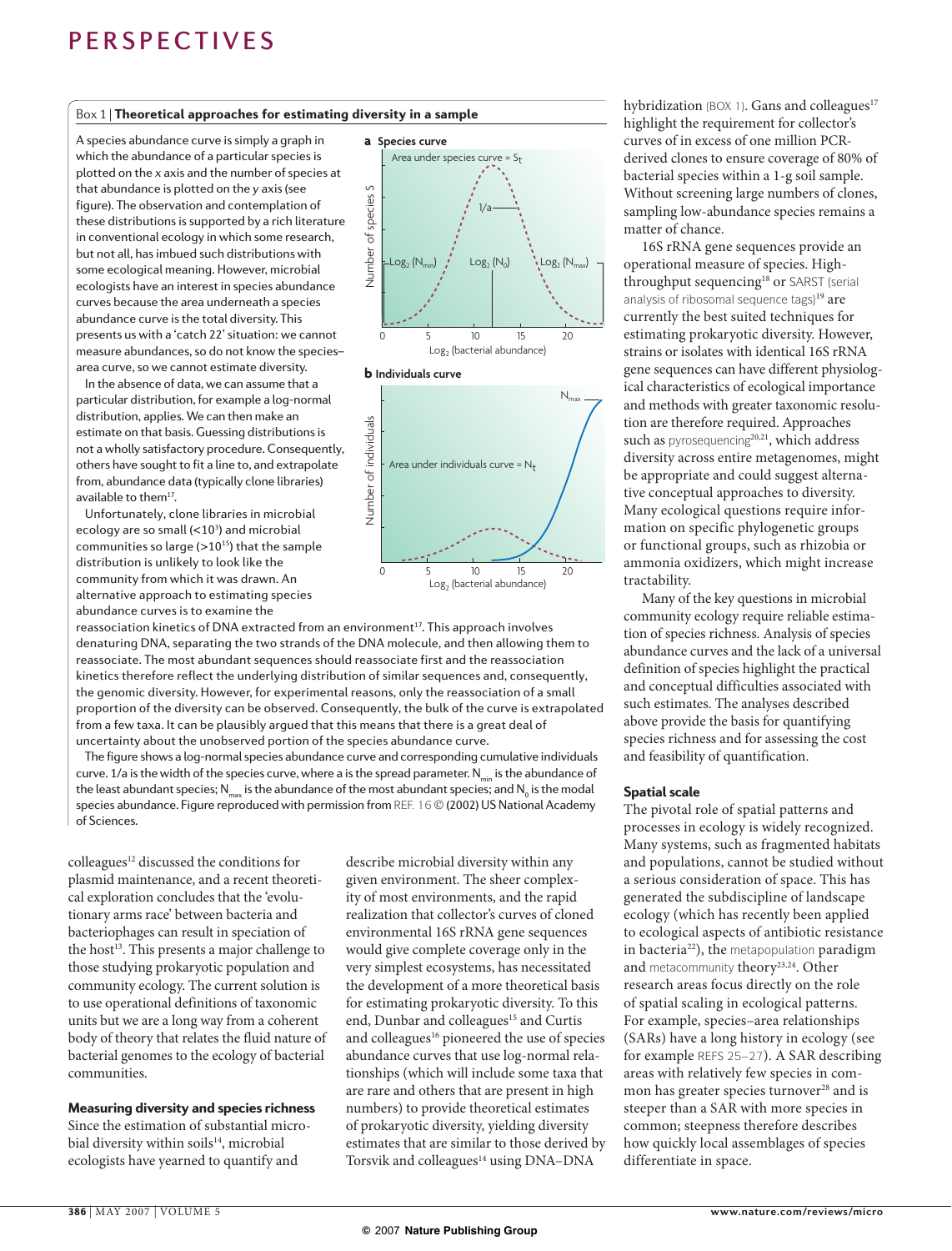## Box 1 | Theoretical approaches for estimating diversity in a sample

A species abundance curve is simply a graph in which the abundance of a particular species is plotted on the x axis and the number of species at that abundance is plotted on the y axis (see figure). The observation and contemplation of these distributions is supported by a rich literature in conventional ecology in which some research, but not all, has imbued such distributions with some ecological meaning. However, microbial ecologists have an interest in species abundance curves because the area underneath a species abundance curve is the total diversity. This presents us with a 'catch 22' situation: we cannot measure abundances, so do not know the species–area curve, so we cannot estimate diversity.

In the absence of data, we can assume that a particular distribution, for example a log-normal distribution, applies. We can then make an estimate on that basis. Guessing distributions is not a wholly satisfactory procedure. Consequently, others have sought to fit a line to, and extrapolate from, abundance data (typically clone libraries) available to them[17].

Unfortunately, clone libraries in microbial ecology are so small ($<10^3$) and microbial communities so large ($>10^{15}$) that the sample distribution is unlikely to look like the community from which it was drawn. An alternative approach to estimating species abundance curves is to examine the reassociation kinetics of DNA extracted from an environment[17]. This approach involves denaturing DNA, separating the two strands of the DNA molecule, and then allowing them to reassociate. The most abundant sequences should reassociate first and the reassociation kinetics therefore reflect the underlying distribution of similar sequences and, consequently, the genomic diversity. However, for experimental reasons, only the reassociation of a small proportion of the diversity can be observed. Consequently, the bulk of the curve is extrapolated from a few taxa. It can be plausibly argued that this means that there is a great deal of uncertainty about the unobserved portion of the species abundance curve.

The figure shows a log-normal species abundance curve and corresponding cumulative individuals curve. $1/a$ is the width of the species curve, where a is the spread parameter. $N_{min}$ is the abundance of the least abundant species; $N_{max}$ is the abundance of the most abundant species; and $N_0$ is the modal species abundance. Figure reproduced with permission from REF. 16 © (2002) US National Academy of Sciences.

colleagues[12] discussed the conditions for plasmid maintenance, and a recent theoretical exploration concludes that the 'evolutionary arms race' between bacteria and bacteriophages can result in speciation of the host[13]. This presents a major challenge to those studying prokaryotic population and community ecology. The current solution is to use operational definitions of taxonomic units but we are a long way from a coherent body of theory that relates the fluid nature of bacterial genomes to the ecology of bacterial communities.

### Measuring diversity and species richness

Since the estimation of substantial microbial diversity within soils[14], microbial ecologists have yearned to quantify and describe microbial diversity within any given environment. The sheer complexity of most environments, and the rapid realization that collector's curves of cloned environmental 16S rRNA gene sequences would give complete coverage only in the very simplest ecosystems, has necessitated the development of a more theoretical basis for estimating prokaryotic diversity. To this end, Dunbar and colleagues[15] and Curtis and colleagues[16] pioneered the use of species abundance curves that use log-normal relationships (which will include some taxa that are rare and others that are present in high numbers) to provide theoretical estimates of prokaryotic diversity, yielding diversity estimates that are similar to those derived by Torsvik and colleagues[14] using DNA–DNA hybridization (BOX 1). Gans and colleagues[17] highlight the requirement for collector's curves of in excess of one million PCR-derived clones to ensure coverage of 80% of bacterial species within a 1-g soil sample. Without screening large numbers of clones, sampling low-abundance species remains a matter of chance.

16S rRNA gene sequences provide an operational measure of species. High-throughput sequencing[18] or SARST (serial analysis of ribosomal sequence tags)[19] are currently the best suited techniques for estimating prokaryotic diversity. However, strains or isolates with identical 16S rRNA gene sequences can have different physiological characteristics of ecological importance and methods with greater taxonomic resolution are therefore required. Approaches such as pyrosequencing[20,21], which address diversity across entire metagenomes, might be appropriate and could suggest alternative conceptual approaches to diversity. Many ecological questions require information on specific phylogenetic groups or functional groups, such as rhizobia or ammonia oxidizers, which might increase tractability.

Many of the key questions in microbial community ecology require reliable estimation of species richness. Analysis of species abundance curves and the lack of a universal definition of species highlight the practical and conceptual difficulties associated with such estimates. The analyses described above provide the basis for quantifying species richness and for assessing the cost and feasibility of quantification.

### Spatial scale

The pivotal role of spatial patterns and processes in ecology is widely recognized. Many systems, such as fragmented habitats and populations, cannot be studied without a serious consideration of space. This has generated the subdiscipline of landscape ecology (which has recently been applied to ecological aspects of antibiotic resistance in bacteria[22]), the metapopulation paradigm and metacommunity theory[23,24]. Other research areas focus directly on the role of spatial scaling in ecological patterns. For example, species–area relationships (SARs) have a long history in ecology (see for example REFS 25–27). A SAR describing areas with relatively few species in common has greater species turnover[28] and is steeper than a SAR with more species in common; steepness therefore describes how quickly local assemblages of species differentiate in space.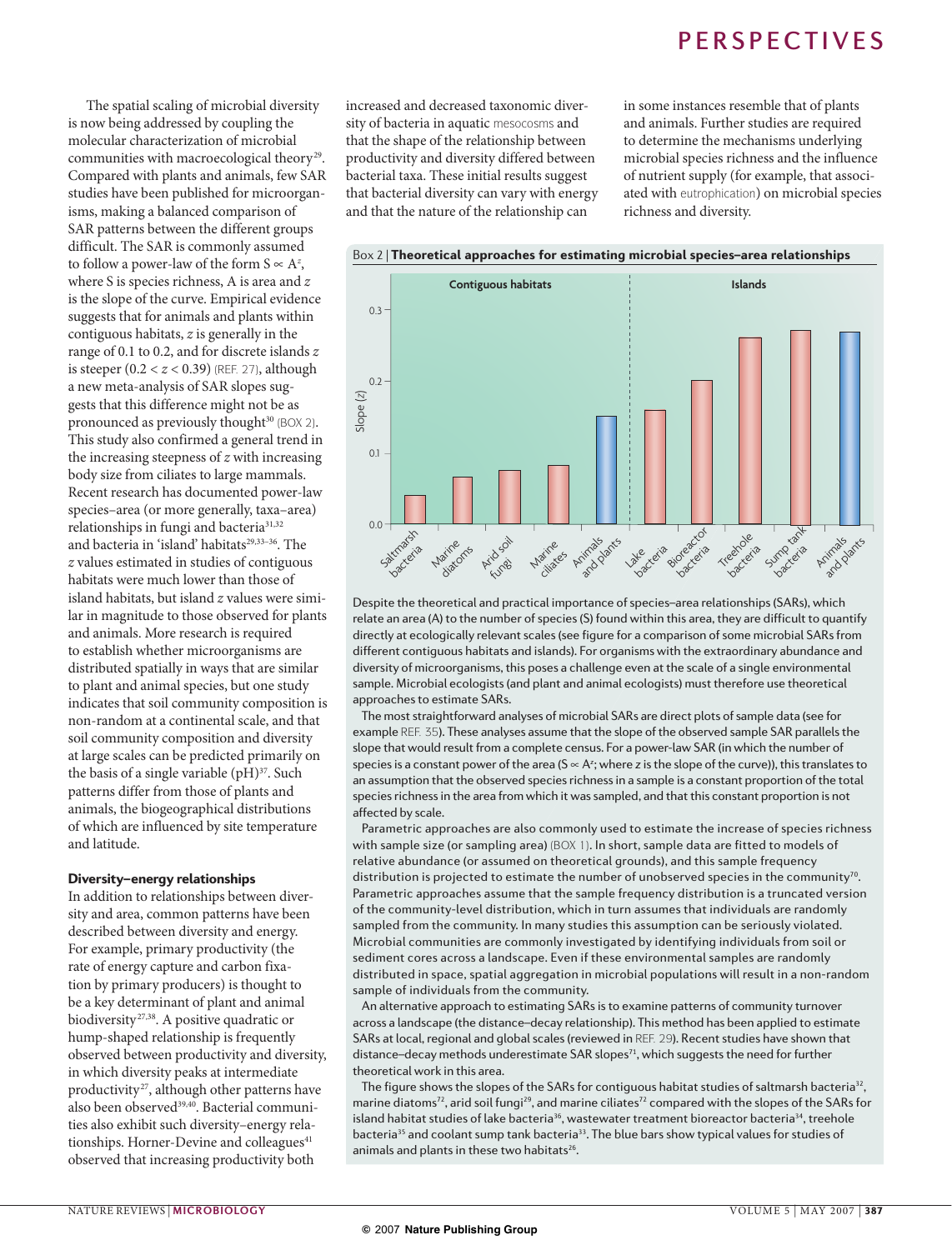The spatial scaling of microbial diversity is now being addressed by coupling the molecular characterization of microbial communities with macroecological theory[29]. Compared with plants and animals, few SAR studies have been published for microorganisms, making a balanced comparison of SAR patterns between the different groups difficult. The SAR is commonly assumed to follow a power-law of the form $S \propto A^z$, where S is species richness, A is area and $z$ is the slope of the curve. Empirical evidence suggests that for animals and plants within contiguous habitats, $z$ is generally in the range of 0.1 to 0.2, and for discrete islands $z$ is steeper ($0.2 < z < 0.39$) (REF. 27), although a new meta-analysis of SAR slopes suggests that this difference might not be as pronounced as previously thought[30] (BOX 2). This study also confirmed a general trend in the increasing steepness of $z$ with increasing body size from ciliates to large mammals. Recent research has documented power-law species–area (or more generally, taxa–area) relationships in fungi and bacteria[31,32] and bacteria in 'island' habitats[29,33–36]. The $z$ values estimated in studies of contiguous habitats were much lower than those of island habitats, but island $z$ values were similar in magnitude to those observed for plants and animals. More research is required to establish whether microorganisms are distributed spatially in ways that are similar to plant and animal species, but one study indicates that soil community composition is non-random at a continental scale, and that soil community composition and diversity at large scales can be predicted primarily on the basis of a single variable (pH)[37]. Such patterns differ from those of plants and animals, the biogeographical distributions of which are influenced by site temperature and latitude.

### Diversity–energy relationships

In addition to relationships between diversity and area, common patterns have been described between diversity and energy. For example, primary productivity (the rate of energy capture and carbon fixation by primary producers) is thought to be a key determinant of plant and animal biodiversity[27,38]. A positive quadratic or hump-shaped relationship is frequently observed between productivity and diversity, in which diversity peaks at intermediate productivity[27], although other patterns have also been observed[39,40]. Bacterial communities also exhibit such diversity–energy relationships. Horner-Devine and colleagues[41] observed that increasing productivity both increased and decreased taxonomic diversity of bacteria in aquatic mesocosms and that the shape of the relationship between productivity and diversity differed between bacterial taxa. These initial results suggest that bacterial diversity can vary with energy and that the nature of the relationship can in some instances resemble that of plants and animals. Further studies are required to determine the mechanisms underlying microbial species richness and the influence of nutrient supply (for example, that associated with eutrophication) on microbial species richness and diversity.

Box 2 | **Theoretical approaches for estimating microbial species–area relationships**

Contiguous habitats
Islands
Slope (z)
0.3
0.2
0.1
0.0
Saltmarsh bacteria
Marine diatoms
Arid soil fungi
Marine ciliates
Animals and plants
Lake bacteria
Bioreactor bacteria
Treehole bacteria
Sump tank bacteria
Animals and plants

Despite the theoretical and practical importance of species–area relationships (SARs), which relate an area (A) to the number of species (S) found within this area, they are difficult to quantify directly at ecologically relevant scales (see figure for a comparison of some microbial SARs from different contiguous habitats and islands). For organisms with the extraordinary abundance and diversity of microorganisms, this poses a challenge even at the scale of a single environmental sample. Microbial ecologists (and plant and animal ecologists) must therefore use theoretical approaches to estimate SARs.

The most straightforward analyses of microbial SARs are direct plots of sample data (see for example REF. 35). These analyses assume that the slope of the observed sample SAR parallels the slope that would result from a complete census. For a power-law SAR (in which the number of species is a constant power of the area ($S \propto A^z$; where $z$ is the slope of the curve)), this translates to an assumption that the observed species richness in a sample is a constant proportion of the total species richness in the area from which it was sampled, and that this constant proportion is not affected by scale.

Parametric approaches are also commonly used to estimate the increase of species richness with sample size (or sampling area) (BOX 1). In short, sample data are fitted to models of relative abundance (or assumed on theoretical grounds), and this sample frequency distribution is projected to estimate the number of unobserved species in the community[70]. Parametric approaches assume that the sample frequency distribution is a truncated version of the community-level distribution, which in turn assumes that individuals are randomly sampled from the community. In many studies this assumption can be seriously violated. Microbial communities are commonly investigated by identifying individuals from soil or sediment cores across a landscape. Even if these environmental samples are randomly distributed in space, spatial aggregation in microbial populations will result in a non-random sample of individuals from the community.

An alternative approach to estimating SARs is to examine patterns of community turnover across a landscape (the distance–decay relationship). This method has been applied to estimate SARs at local, regional and global scales (reviewed in REF. 29). Recent studies have shown that distance–decay methods underestimate SAR slopes[71], which suggests the need for further theoretical work in this area.

The figure shows the slopes of the SARs for contiguous habitat studies of saltmarsh bacteria[32], marine diatoms[72], arid soil fungi[29], and marine ciliates[72] compared with the slopes of the SARs for island habitat studies of lake bacteria[36], wastewater treatment bioreactor bacteria[34], treehole bacteria[35] and coolant sump tank bacteria[33]. The blue bars show typical values for studies of animals and plants in these two habitats[26].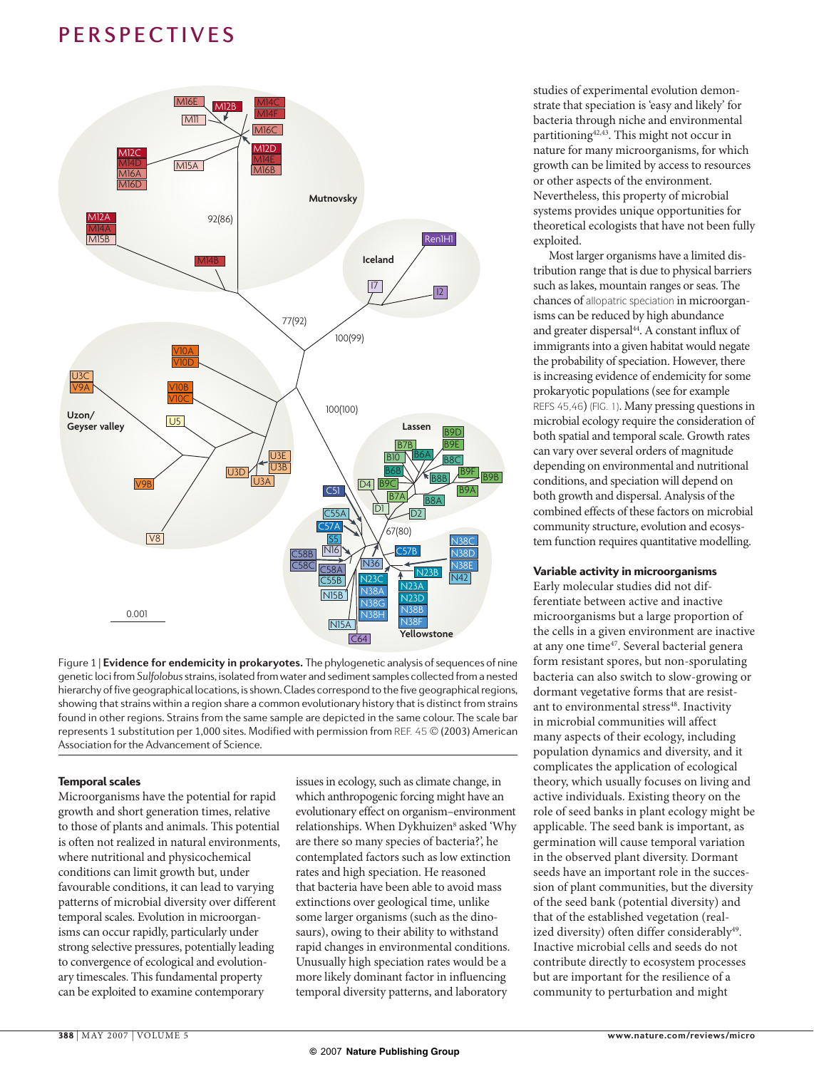Figure 1 | **Evidence for endemicity in prokaryotes.** The phylogenetic analysis of sequences of nine genetic loci from *Sulfolobus* strains, isolated from water and sediment samples collected from a nested hierarchy of five geographical locations, is shown. Clades correspond to the five geographical regions, showing that strains within a region share a common evolutionary history that is distinct from strains found in other regions. Strains from the same sample are depicted in the same colour. The scale bar represents 1 substitution per 1,000 sites. Modified with permission from REF. 45 © (2003) American Association for the Advancement of Science.

### Temporal scales

Microorganisms have the potential for rapid growth and short generation times, relative to those of plants and animals. This potential is often not realized in natural environments, where nutritional and physicochemical conditions can limit growth but, under favourable conditions, it can lead to varying patterns of microbial diversity over different temporal scales. Evolution in microorganisms can occur rapidly, particularly under strong selective pressures, potentially leading to convergence of ecological and evolutionary timescales. This fundamental property can be exploited to examine contemporary issues in ecology, such as climate change, in which anthropogenic forcing might have an evolutionary effect on organism–environment relationships. When Dykhuizen[8] asked 'Why are there so many species of bacteria?', he contemplated factors such as low extinction rates and high speciation. He reasoned that bacteria have been able to avoid mass extinctions over geological time, unlike some larger organisms (such as the dinosaurs), owing to their ability to withstand rapid changes in environmental conditions. Unusually high speciation rates would be a more likely dominant factor in influencing temporal diversity patterns, and laboratory studies of experimental evolution demonstrate that speciation is 'easy and likely' for bacteria through niche and environmental partitioning[42,43]. This might not occur in nature for many microorganisms, for which growth can be limited by access to resources or other aspects of the environment. Nevertheless, this property of microbial systems provides unique opportunities for theoretical ecologists that have not been fully exploited.

Most larger organisms have a limited distribution range that is due to physical barriers such as lakes, mountain ranges or seas. The chances of allopatric speciation in microorganisms can be reduced by high abundance and greater dispersal[44]. A constant influx of immigrants into a given habitat would negate the probability of speciation. However, there is increasing evidence of endemicity for some prokaryotic populations (see for example REFS 45,46) (FIG. 1). Many pressing questions in microbial ecology require the consideration of both spatial and temporal scale. Growth rates can vary over several orders of magnitude depending on environmental and nutritional conditions, and speciation will depend on both growth and dispersal. Analysis of the combined effects of these factors on microbial community structure, evolution and ecosystem function requires quantitative modelling.

### Variable activity in microorganisms

Early molecular studies did not differentiate between active and inactive microorganisms but a large proportion of the cells in a given environment are inactive at any one time[47]. Several bacterial genera form resistant spores, but non-sporulating bacteria can also switch to slow-growing or dormant vegetative forms that are resistant to environmental stress[48]. Inactivity in microbial communities will affect many aspects of their ecology, including population dynamics and diversity, and it complicates the application of ecological theory, which usually focuses on living and active individuals. Existing theory on the role of seed banks in plant ecology might be applicable. The seed bank is important, as germination will cause temporal variation in the observed plant diversity. Dormant seeds have an important role in the succession of plant communities, but the diversity of the seed bank (potential diversity) and that of the established vegetation (realized diversity) often differ considerably[49]. Inactive microbial cells and seeds do not contribute directly to ecosystem processes but are important for the resilience of a community to perturbation and might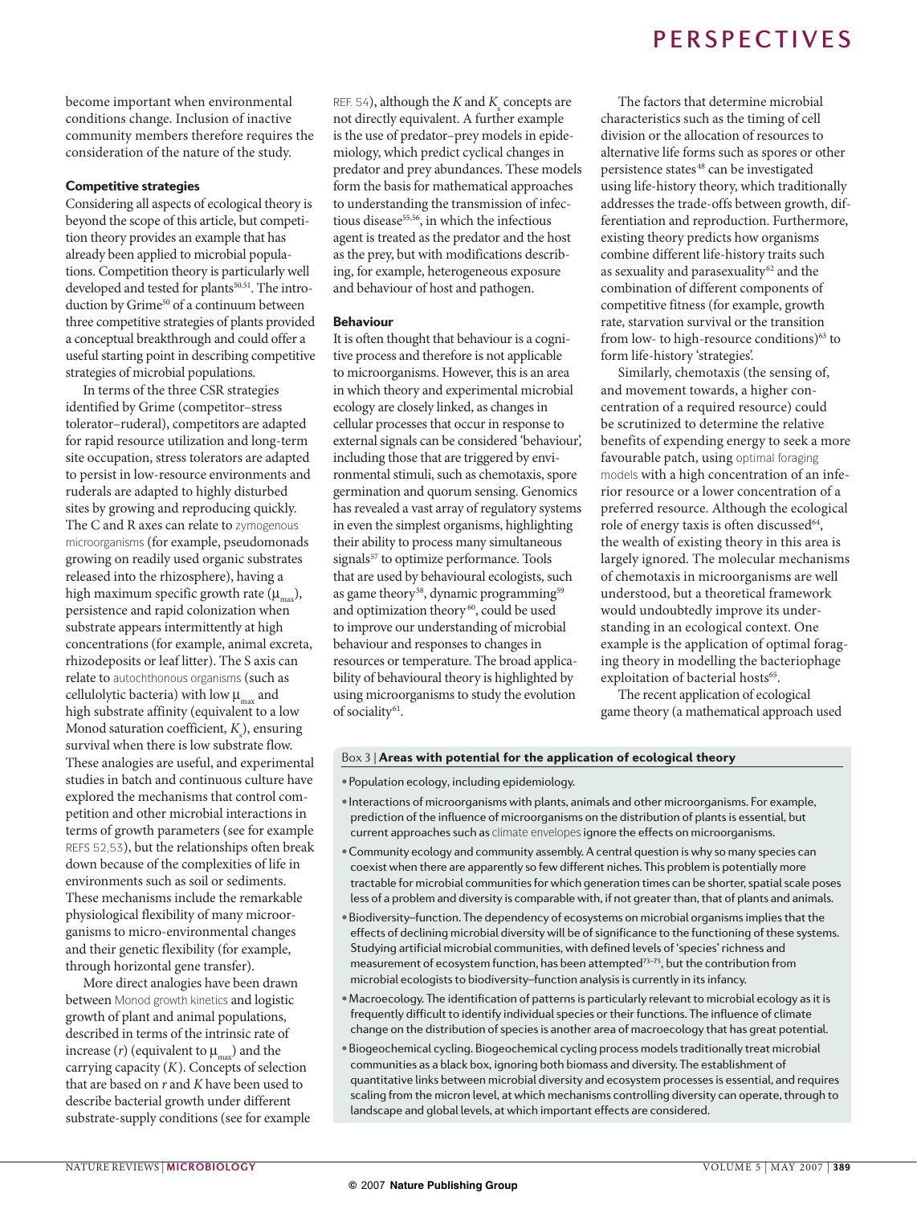become important when environmental conditions change. Inclusion of inactive community members therefore requires the consideration of the nature of the study.

### Competitive strategies

Considering all aspects of ecological theory is beyond the scope of this article, but competition theory provides an example that has already been applied to microbial populations. Competition theory is particularly well developed and tested for plants[50,51]. The introduction by Grime[50] of a continuum between three competitive strategies of plants provided a conceptual breakthrough and could offer a useful starting point in describing competitive strategies of microbial populations.

In terms of the three CSR strategies identified by Grime (competitor–stress tolerator–ruderal), competitors are adapted for rapid resource utilization and long-term site occupation, stress tolerators are adapted to persist in low-resource environments and ruderals are adapted to highly disturbed sites by growing and reproducing quickly. The C and R axes can relate to zymogenous microorganisms (for example, pseudomonads growing on readily used organic substrates released into the rhizosphere), having a high maximum specific growth rate ($\mu_{max}$), persistence and rapid colonization when substrate appears intermittently at high concentrations (for example, animal excreta, rhizodeposits or leaf litter). The S axis can relate to autochthonous organisms (such as cellulolytic bacteria) with low $\mu_{max}$ and high substrate affinity (equivalent to a low Monod saturation coefficient, $K_s$), ensuring survival when there is low substrate flow. These analogies are useful, and experimental studies in batch and continuous culture have explored the mechanisms that control competition and other microbial interactions in terms of growth parameters (see for example REFS 52,53), but the relationships often break down because of the complexities of life in environments such as soil or sediments. These mechanisms include the remarkable physiological flexibility of many microorganisms to micro-environmental changes and their genetic flexibility (for example, through horizontal gene transfer).

More direct analogies have been drawn between Monod growth kinetics and logistic growth of plant and animal populations, described in terms of the intrinsic rate of increase ($r$) (equivalent to $\mu_{max}$) and the carrying capacity ($K$). Concepts of selection that are based on $r$ and $K$ have been used to describe bacterial growth under different substrate-supply conditions (see for example REF. 54), although the $K$ and $K_s$ concepts are not directly equivalent. A further example is the use of predator–prey models in epidemiology, which predict cyclical changes in predator and prey abundances. These models form the basis for mathematical approaches to understanding the transmission of infectious disease[55,56], in which the infectious agent is treated as the predator and the host as the prey, but with modifications describing, for example, heterogeneous exposure and behaviour of host and pathogen.

### Behaviour

It is often thought that behaviour is a cognitive process and therefore is not applicable to microorganisms. However, this is an area in which theory and experimental microbial ecology are closely linked, as changes in cellular processes that occur in response to external signals can be considered 'behaviour', including those that are triggered by environmental stimuli, such as chemotaxis, spore germination and quorum sensing. Genomics has revealed a vast array of regulatory systems in even the simplest organisms, highlighting their ability to process many simultaneous signals[57] to optimize performance. Tools that are used by behavioural ecologists, such as game theory[58], dynamic programming[59] and optimization theory[60], could be used to improve our understanding of microbial behaviour and responses to changes in resources or temperature. The broad applicability of behavioural theory is highlighted by using microorganisms to study the evolution of sociality[61].

The factors that determine microbial characteristics such as the timing of cell division or the allocation of resources to alternative life forms such as spores or other persistence states[48] can be investigated using life-history theory, which traditionally addresses the trade-offs between growth, differentiation and reproduction. Furthermore, existing theory predicts how organisms combine different life-history traits such as sexuality and parasexuality[62] and the combination of different components of competitive fitness (for example, growth rate, starvation survival or the transition from low- to high-resource conditions)[63] to form life-history 'strategies'.

Similarly, chemotaxis (the sensing of, and movement towards, a higher concentration of a required resource) could be scrutinized to determine the relative benefits of expending energy to seek a more favourable patch, using optimal foraging models with a high concentration of an inferior resource or a lower concentration of a preferred resource. Although the ecological role of energy taxis is often discussed[64], the wealth of existing theory in this area is largely ignored. The molecular mechanisms of chemotaxis in microorganisms are well understood, but a theoretical framework would undoubtedly improve its understanding in an ecological context. One example is the application of optimal foraging theory in modelling the bacteriophage exploitation of bacterial hosts[65].

The recent application of ecological game theory (a mathematical approach used

---

**Box 3 | Areas with potential for the application of ecological theory**

- Population ecology, including epidemiology.
- Interactions of microorganisms with plants, animals and other microorganisms. For example, prediction of the influence of microorganisms on the distribution of plants is essential, but current approaches such as climate envelopes ignore the effects on microorganisms.
- Community ecology and community assembly. A central question is why so many species can coexist when there are apparently so few different niches. This problem is potentially more tractable for microbial communities for which generation times can be shorter, spatial scale poses less of a problem and diversity is comparable with, if not greater than, that of plants and animals.
- Biodiversity–function. The dependency of ecosystems on microbial organisms implies that the effects of declining microbial diversity will be of significance to the functioning of these systems. Studying artificial microbial communities, with defined levels of 'species' richness and measurement of ecosystem function, has been attempted[73–75], but the contribution from microbial ecologists to biodiversity–function analysis is currently in its infancy.
- Macroecology. The identification of patterns is particularly relevant to microbial ecology as it is frequently difficult to identify individual species or their functions. The influence of climate change on the distribution of species is another area of macroecology that has great potential.
- Biogeochemical cycling. Biogeochemical cycling process models traditionally treat microbial communities as a black box, ignoring both biomass and diversity. The establishment of quantitative links between microbial diversity and ecosystem processes is essential, and requires scaling from the micron level, at which mechanisms controlling diversity can operate, through to landscape and global levels, at which important effects are considered.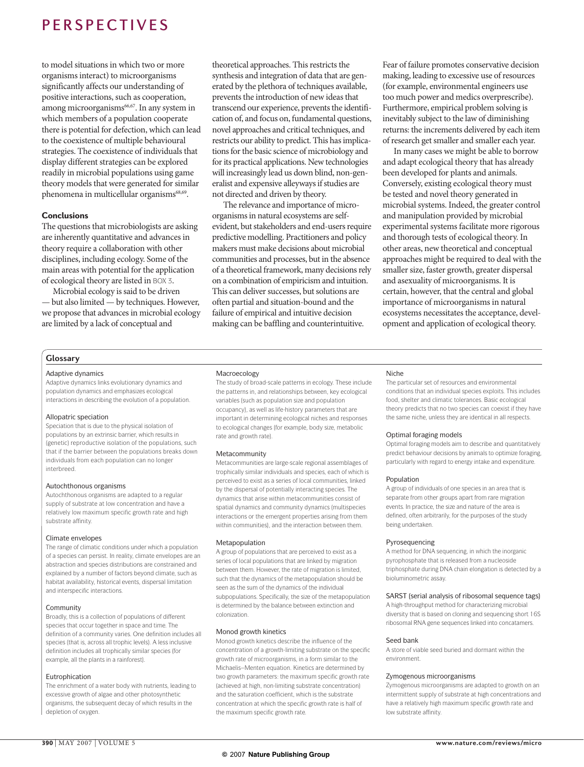to model situations in which two or more organisms interact) to microorganisms significantly affects our understanding of positive interactions, such as cooperation, among microorganisms[66,67]. In any system in which members of a population cooperate there is potential for defection, which can lead to the coexistence of multiple behavioural strategies. The coexistence of individuals that display different strategies can be explored readily in microbial populations using game theory models that were generated for similar phenomena in multicellular organisms[68,69].

### Conclusions

The questions that microbiologists are asking are inherently quantitative and advances in theory require a collaboration with other disciplines, including ecology. Some of the main areas with potential for the application of ecological theory are listed in BOX 3.

Microbial ecology is said to be driven — but also limited — by techniques. However, we propose that advances in microbial ecology are limited by a lack of conceptual and theoretical approaches. This restricts the synthesis and integration of data that are generated by the plethora of techniques available, prevents the introduction of new ideas that transcend our experience, prevents the identification of, and focus on, fundamental questions, novel approaches and critical techniques, and restricts our ability to predict. This has implications for the basic science of microbiology and for its practical applications. New technologies will increasingly lead us down blind, non-generalist and expensive alleyways if studies are not directed and driven by theory.

The relevance and importance of microorganisms in natural ecosystems are self-evident, but stakeholders and end-users require predictive modelling. Practitioners and policy makers must make decisions about microbial communities and processes, but in the absence of a theoretical framework, many decisions rely on a combination of empiricism and intuition. This can deliver successes, but solutions are often partial and situation-bound and the failure of empirical and intuitive decision making can be baffling and counterintuitive. Fear of failure promotes conservative decision making, leading to excessive use of resources (for example, environmental engineers use too much power and medics overprescribe). Furthermore, empirical problem solving is inevitably subject to the law of diminishing returns: the increments delivered by each item of research get smaller and smaller each year.

In many cases we might be able to borrow and adapt ecological theory that has already been developed for plants and animals. Conversely, existing ecological theory must be tested and novel theory generated in microbial systems. Indeed, the greater control and manipulation provided by microbial experimental systems facilitate more rigorous and thorough tests of ecological theory. In other areas, new theoretical and conceptual approaches might be required to deal with the smaller size, faster growth, greater dispersal and asexuality of microorganisms. It is certain, however, that the central and global importance of microorganisms in natural ecosystems necessitates the acceptance, development and application of ecological theory.

### Glossary

**Adaptive dynamics**
Adaptive dynamics links evolutionary dynamics and population dynamics and emphasizes ecological interactions in describing the evolution of a population.

**Allopatric speciation**
Speciation that is due to the physical isolation of populations by an extrinsic barrier, which results in (genetic) reproductive isolation of the populations, such that if the barrier between the populations breaks down individuals from each population can no longer interbreed.

**Autochthonous organisms**
Autochthonous organisms are adapted to a regular supply of substrate at low concentration and have a relatively low maximum specific growth rate and high substrate affinity.

**Climate envelopes**
The range of climatic conditions under which a population of a species can persist. In reality, climate envelopes are an abstraction and species distributions are constrained and explained by a number of factors beyond climate, such as habitat availability, historical events, dispersal limitation and interspecific interactions.

**Community**
Broadly, this is a collection of populations of different species that occur together in space and time. The definition of a community varies. One definition includes all species (that is, across all trophic levels). A less inclusive definition includes all trophically similar species (for example, all the plants in a rainforest).

**Eutrophication**
The enrichment of a water body with nutrients, leading to excessive growth of algae and other photosynthetic organisms, the subsequent decay of which results in the depletion of oxygen.

**Macroecology**
The study of broad-scale patterns in ecology. These include the patterns in, and relationships between, key ecological variables (such as population size and population occupancy), as well as life-history parameters that are important in determining ecological niches and responses to ecological changes (for example, body size, metabolic rate and growth rate).

**Metacommunity**
Metacommunities are large-scale regional assemblages of trophically similar individuals and species, each of which is perceived to exist as a series of local communities, linked by the dispersal of potentially interacting species. The dynamics that arise within metacommunities consist of spatial dynamics and community dynamics (multispecies interactions or the emergent properties arising from them within communities), and the interaction between them.

**Metapopulation**
A group of populations that are perceived to exist as a series of local populations that are linked by migration between them. However, the rate of migration is limited, such that the dynamics of the metapopulation should be seen as the sum of the dynamics of the individual subpopulations. Specifically, the size of the metapopulation is determined by the balance between extinction and colonization.

**Monod growth kinetics**
Monod growth kinetics describe the influence of the concentration of a growth-limiting substrate on the specific growth rate of microorganisms, in a form similar to the Michaelis–Menten equation. Kinetics are determined by two growth parameters: the maximum specific growth rate (achieved at high, non-limiting substrate concentration) and the saturation coefficient, which is the substrate concentration at which the specific growth rate is half of the maximum specific growth rate.

**Niche**
The particular set of resources and environmental conditions that an individual species exploits. This includes food, shelter and climatic tolerances. Basic ecological theory predicts that no two species can coexist if they have the same niche, unless they are identical in all respects.

**Optimal foraging models**
Optimal foraging models aim to describe and quantitatively predict behaviour decisions by animals to optimize foraging, particularly with regard to energy intake and expenditure.

**Population**
A group of individuals of one species in an area that is separate from other groups apart from rare migration events. In practice, the size and nature of the area is defined, often arbitrarily, for the purposes of the study being undertaken.

**Pyrosequencing**
A method for DNA sequencing, in which the inorganic pyrophosphate that is released from a nucleoside triphosphate during DNA chain elongation is detected by a bioluminometric assay.

**SARST (serial analysis of ribosomal sequence tags)**
A high-throughput method for characterizing microbial diversity that is based on cloning and sequencing short 16S ribosomal RNA gene sequences linked into concatamers.

**Seed bank**
A store of viable seed buried and dormant within the environment.

**Zymogenous microorganisms**
Zymogenous microorganisms are adapted to growth on an intermittent supply of substrate at high concentrations and have a relatively high maximum specific growth rate and low substrate affinity.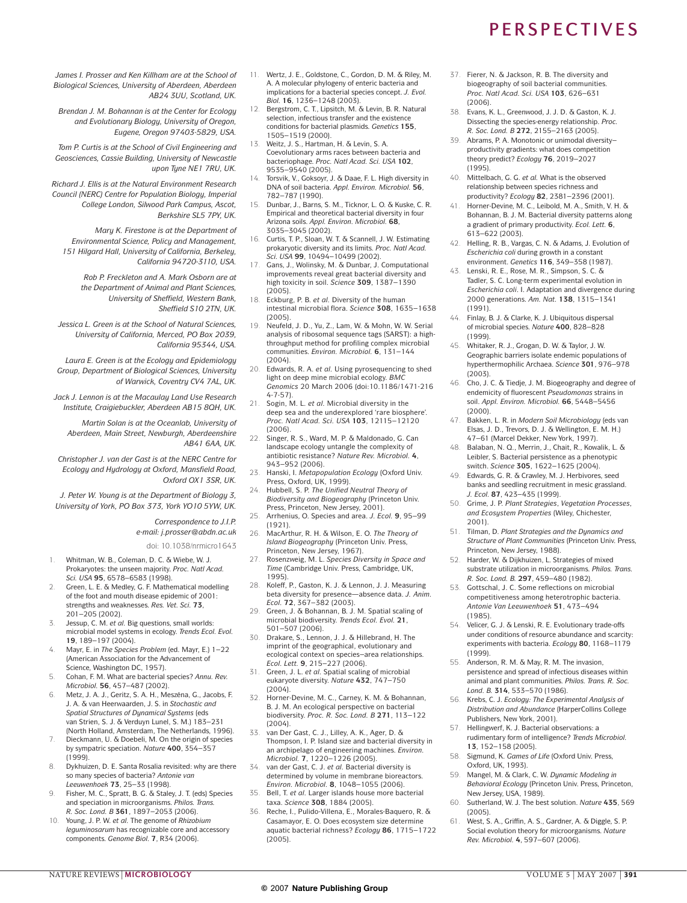*James I. Prosser and Ken Killham are at the School of Biological Sciences, University of Aberdeen, Aberdeen AB24 3UU, Scotland, UK.*

*Brendan J. M. Bohannan is at the Center for Ecology and Evolutionary Biology, University of Oregon, Eugene, Oregon 97403-5829, USA.*

*Tom P. Curtis is at the School of Civil Engineering and Geosciences, Cassie Building, University of Newcastle upon Tyne NE1 7RU, UK.*

*Richard J. Ellis is at the Natural Environment Research Council (NERC) Centre for Population Biology, Imperial College London, Silwood Park Campus, Ascot, Berkshire SL5 7PY, UK.*

*Mary K. Firestone is at the Department of Environmental Science, Policy and Management, 151 Hilgard Hall, University of California, Berkeley, California 94720-3110, USA.*

*Rob P. Freckleton and A. Mark Osborn are at the Department of Animal and Plant Sciences, University of Sheffield, Western Bank, Sheffield S10 2TN, UK.*

*Jessica L. Green is at the School of Natural Sciences, University of California, Merced, PO Box 2039, California 95344, USA.*

*Laura E. Green is at the Ecology and Epidemiology Group, Department of Biological Sciences, University of Warwick, Coventry CV4 7AL, UK.*

*Jack J. Lennon is at the Macaulay Land Use Research Institute, Craigiebuckler, Aberdeen AB15 8QH, UK.*

*Martin Solan is at the Oceanlab, University of Aberdeen, Main Street, Newburgh, Aberdeenshire AB41 6AA, UK.*

*Christopher J. van der Gast is at the NERC Centre for Ecology and Hydrology at Oxford, Mansfield Road, Oxford OX1 3SR, UK.*

*J. Peter W. Young is at the Department of Biology 3, University of York, PO Box 373, York YO10 5YW, UK.*

*Correspondence to J.I.P. e-mail: j.prosser@abdn.ac.uk*

doi: 10.1038/nrmicro1643

1. Whitman, W. B., Coleman, D. C. & Wiebe, W. J. Prokaryotes: the unseen majority. *Proc. Natl Acad. Sci. USA* **95**, 6578–6583 (1998).
2. Green, L. E. & Medley, G. F. Mathematical modelling of the foot and mouth disease epidemic of 2001: strengths and weaknesses. *Res. Vet. Sci.* **73**, 201–205 (2002).
3. Jessup, C. M. *et al.* Big questions, small worlds: microbial model systems in ecology. *Trends Ecol. Evol.* **19**, 189–197 (2004).
4. Mayr, E. in *The Species Problem* (ed. Mayr, E.) 1–22 (American Association for the Advancement of Science, Washington DC, 1957).
5. Cohan, F. M. What are bacterial species? *Annu. Rev. Microbiol.* **56**, 457–487 (2002).
6. Metz, J. A. J., Geritz, S. A. H., Meszéna, G., Jacobs, F. J. A. & van Heerwaarden, J. S. in *Stochastic and Spatial Structures of Dynamical Systems* (eds van Strien, S. J. & Verduyn Lunel, S. M.) 183–231 (North Holland, Amsterdam, The Netherlands, 1996).
7. Dieckmann, U. & Doebeli, M. On the origin of species by sympatric speciation. *Nature* **400**, 354–357 (1999).
8. Dykhuizen, D. E. Santa Rosalia revisited: why are there so many species of bacteria? *Antonie van Leeuwenhoek* **73**, 25–33 (1998).
9. Fisher, M. C., Spratt, B. G. & Staley, J. T. (eds) Species and speciation in microorganisms. *Philos. Trans. R. Soc. Lond. B* **361**, 1897–2053 (2006).
10. Young, J. P. W. *et al.* The genome of *Rhizobium leguminosarum* has recognizable core and accessory components. *Genome Biol.* **7**, R34 (2006).
11. Wertz, J. E., Goldstone, C., Gordon, D. M. & Riley, M. A. A molecular phylogeny of enteric bacteria and implications for a bacterial species concept. *J. Evol. Biol.* **16**, 1236–1248 (2003).
12. Bergstrom, C. T., Lipsitch, M. & Levin, B. R. Natural selection, infectious transfer and the existence conditions for bacterial plasmids. *Genetics* **155**, 1505–1519 (2000).
13. Weitz, J. S., Hartman, H. & Levin, S. A. Coevolutionary arms races between bacteria and bacteriophage. *Proc. Natl Acad. Sci. USA* **102**, 9535–9540 (2005).
14. Torsvik, V., Goksoyr, J. & Daae, F. L. High diversity in DNA of soil bacteria. *Appl. Environ. Microbiol.* **56**, 782–787 (1990).
15. Dunbar, J., Barns, S. M., Ticknor, L. O. & Kuske, C. R. Empirical and theoretical bacterial diversity in four Arizona soils. *Appl. Environ. Microbiol.* **68**, 3035–3045 (2002).
16. Curtis, T. P., Sloan, W. T. & Scannell, J. W. Estimating prokaryotic diversity and its limits. *Proc. Natl Acad. Sci. USA* **99**, 10494–10499 (2002).
17. Gans, J., Wolinsky, M. & Dunbar, J. Computational improvements reveal great bacterial diversity and high toxicity in soil. *Science* **309**, 1387–1390 (2005).
18. Eckburg, P. B. *et al.* Diversity of the human intestinal microbial flora. *Science* **308**, 1635–1638 (2005).
19. Neufeld, J. D., Yu, Z., Lam, W. & Mohn, W. W. Serial analysis of ribosomal sequence tags (SARST): a high-throughput method for profiling complex microbial communities. *Environ. Microbiol.* **6**, 131–144 (2004).
20. Edwards, R. A. *et al.* Using pyrosequencing to shed light on deep mine microbial ecology. *BMC Genomics* 20 March 2006 (doi:10.1186/1471-2164-7-57).
21. Sogin, M. L. *et al.* Microbial diversity in the deep sea and the underexplored 'rare biosphere'. *Proc. Natl Acad. Sci. USA* **103**, 12115–12120 (2006).
22. Singer, R. S., Ward, M. P. & Maldonado, G. Can landscape ecology untangle the complexity of antibiotic resistance? *Nature Rev. Microbiol.* **4**, 943–952 (2006).
23. Hanski, I. *Metapopulation Ecology* (Oxford Univ. Press, Oxford, UK, 1999).
24. Hubbell, S. P. *The Unified Neutral Theory of Biodiversity and Biogeography* (Princeton Univ. Press, Princeton, New Jersey, 2001).
25. Arrhenius, O. Species and area. *J. Ecol.* **9**, 95–99 (1921).
26. MacArthur, R. H. & Wilson, E. O. *The Theory of Island Biogeography* (Princeton Univ. Press, Princeton, New Jersey, 1967).
27. Rosenzweig, M. L. *Species Diversity in Space and Time* (Cambridge Univ. Press, Cambridge, UK, 1995).
28. Koleff, P., Gaston, K. J. & Lennon, J. J. Measuring beta diversity for presence—absence data. *J. Anim. Ecol.* **72**, 367–382 (2003).
29. Green, J. & Bohannan, B. J. M. Spatial scaling of microbial biodiversity. *Trends Ecol. Evol.* **21**, 501–507 (2006).
30. Drakare, S., Lennon, J. J. & Hillebrand, H. The imprint of the geographical, evolutionary and ecological context on species–area relationships. *Ecol. Lett.* **9**, 215–227 (2006).
31. Green, J. L. *et al.* Spatial scaling of microbial eukaryote diversity. *Nature* **432**, 747–750 (2004).
32. Horner-Devine, M. C., Carney, K. M. & Bohannan, B. J. M. An ecological perspective on bacterial biodiversity. *Proc. R. Soc. Lond. B* **271**, 113–122 (2004).
33. van Der Gast, C. J., Lilley, A. K., Ager, D. & Thompson, I. P. Island size and bacterial diversity in an archipelago of engineering machines. *Environ. Microbiol.* **7**, 1220–1226 (2005).
34. van der Gast, C. J. *et al.* Bacterial diversity is determined by volume in membrane bioreactors. *Environ. Microbiol.* **8**, 1048–1055 (2006).
35. Bell, T. *et al.* Larger islands house more bacterial taxa. *Science* **308**, 1884 (2005).
36. Reche, I., Pulido-Villena, E., Morales-Baquero, R. & Casamayor, E. O. Does ecosystem size determine aquatic bacterial richness? *Ecology* **86**, 1715–1722 (2005).
37. Fierer, N. & Jackson, R. B. The diversity and biogeography of soil bacterial communities. *Proc. Natl Acad. Sci. USA* **103**, 626–631 (2006).
38. Evans, K. L., Greenwood, J. J. D. & Gaston, K. J. Dissecting the species-energy relationship. *Proc. R. Soc. Lond. B* **272**, 2155–2163 (2005).
39. Abrams, P. A. Monotonic or unimodal diversity–productivity gradients: what does competition theory predict? *Ecology* **76**, 2019–2027 (1995).
40. Mittelbach, G. G. *et al.* What is the observed relationship between species richness and productivity? *Ecology* **82**, 2381–2396 (2001).
41. Horner-Devine, M. C., Leibold, M. A., Smith, V. H. & Bohannan, B. J. M. Bacterial diversity patterns along a gradient of primary productivity. *Ecol. Lett.* **6**, 613–622 (2003).
42. Helling, R. B., Vargas, C. N. & Adams, J. Evolution of *Escherichia coli* during growth in a constant environment. *Genetics* **116**, 349–358 (1987).
43. Lenski, R. E., Rose, M. R., Simpson, S. C. & Tadler, S. C. Long-term experimental evolution in *Escherichia coli*. I. Adaptation and divergence during 2000 generations. *Am. Nat.* **138**, 1315–1341 (1991).
44. Finlay, B. J. & Clarke, K. J. Ubiquitous dispersal of microbial species. *Nature* **400**, 828–828 (1999).
45. Whitaker, R. J., Grogan, D. W. & Taylor, J. W. Geographic barriers isolate endemic populations of hyperthermophilic Archaea. *Science* **301**, 976–978 (2003).
46. Cho, J. C. & Tiedje, J. M. Biogeography and degree of endemicity of fluorescent *Pseudomonas* strains in soil. *Appl. Environ. Microbiol.* **66**, 5448–5456 (2000).
47. Bakken, L. R. in *Modern Soil Microbiology* (eds van Elsas, J. D., Trevors, D. J. & Wellington, E. M. H.) 47–61 (Marcel Dekker, New York, 1997).
48. Balaban, N. Q., Merrin, J., Chait, R., Kowalik, L. & Leibler, S. Bacterial persistence as a phenotypic switch. *Science* **305**, 1622–1625 (2004).
49. Edwards, G. R. & Crawley, M. J. Herbivores, seed banks and seedling recruitment in mesic grassland. *J. Ecol.* **87**, 423–435 (1999).
50. Grime, J. P. *Plant Strategies, Vegetation Processes, and Ecosystem Properties* (Wiley, Chichester, 2001).
51. Tilman, D. *Plant Strategies and the Dynamics and Structure of Plant Communities* (Princeton Univ. Press, Princeton, New Jersey, 1988).
52. Harder, W. & Dijkhuizen, L. Strategies of mixed substrate utilization in microorganisms. *Philos. Trans. R. Soc. Lond. B.* **297**, 459–480 (1982).
53. Gottschal, J. C. Some reflections on microbial competitiveness among heterotrophic bacteria. *Antonie Van Leeuwenhoek* **51**, 473–494 (1985).
54. Velicer, G. J. & Lenski, R. E. Evolutionary trade-offs under conditions of resource abundance and scarcity: experiments with bacteria. *Ecology* **80**, 1168–1179 (1999).
55. Anderson, R. M. & May, R. M. The invasion, persistence and spread of infectious diseases within animal and plant communities. *Philos. Trans. R. Soc. Lond. B.* **314**, 533–570 (1986).
56. Krebs, C. J. *Ecology: The Experimental Analysis of Distribution and Abundance* (HarperCollins College Publishers, New York, 2001).
57. Hellingwerf, K. J. Bacterial observations: a rudimentary form of intelligence? *Trends Microbiol.* **13**, 152–158 (2005).
58. Sigmund, K. *Games of Life* (Oxford Univ. Press, Oxford, UK, 1993).
59. Mangel, M. & Clark, C. W. *Dynamic Modeling in Behavioral Ecology* (Princeton Univ. Press, Princeton, New Jersey, USA, 1989).
60. Sutherland, W. J. The best solution. *Nature* **435**, 569 (2005).
61. West, S. A., Griffin, A. S., Gardner, A. & Diggle, S. P. Social evolution theory for microorganisms. *Nature Rev. Microbiol.* **4**, 597–607 (2006).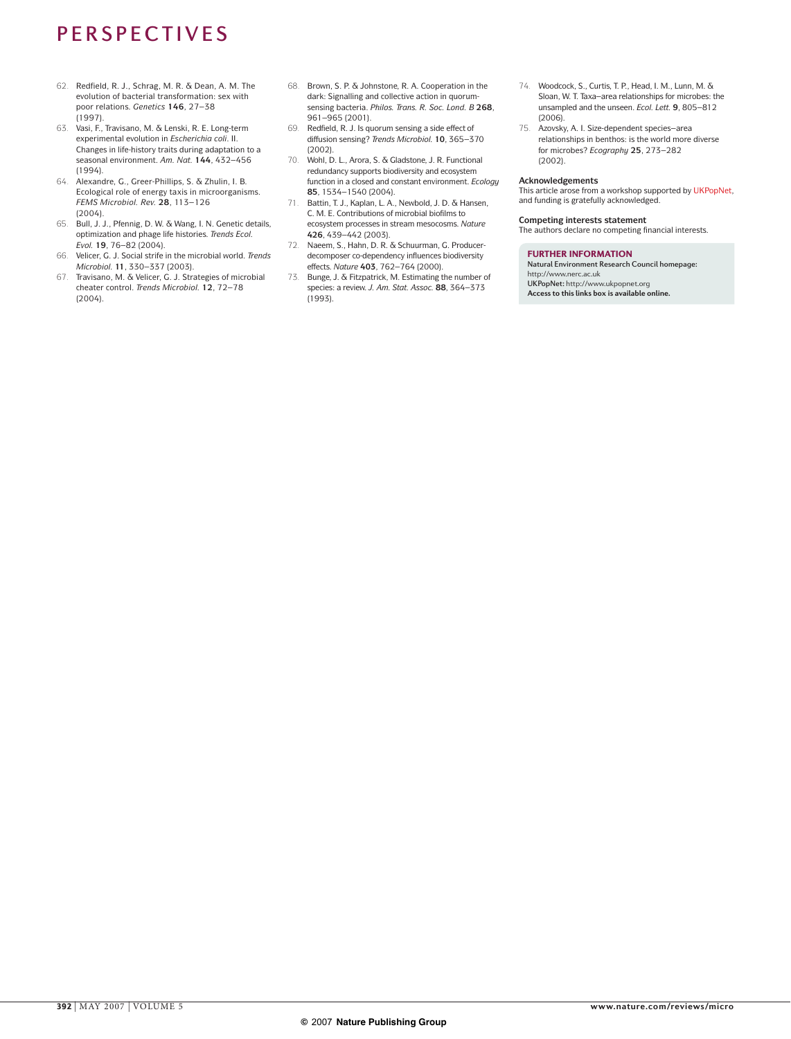62. Redfield, R. J., Schrag, M. R. & Dean, A. M. The evolution of bacterial transformation: sex with poor relations. *Genetics* **146**, 27–38 (1997).
63. Vasi, F., Travisano, M. & Lenski, R. E. Long-term experimental evolution in *Escherichia coli*. II. Changes in life-history traits during adaptation to a seasonal environment. *Am. Nat.* **144**, 432–456 (1994).
64. Alexandre, G., Greer-Phillips, S. & Zhulin, I. B. Ecological role of energy taxis in microorganisms. *FEMS Microbiol. Rev.* **28**, 113–126 (2004).
65. Bull, J. J., Pfennig, D. W. & Wang, I. N. Genetic details, optimization and phage life histories. *Trends Ecol. Evol.* **19**, 76–82 (2004).
66. Velicer, G. J. Social strife in the microbial world. *Trends Microbiol.* **11**, 330–337 (2003).
67. Travisano, M. & Velicer, G. J. Strategies of microbial cheater control. *Trends Microbiol.* **12**, 72–78 (2004).
68. Brown, S. P. & Johnstone, R. A. Cooperation in the dark: Signalling and collective action in quorum-sensing bacteria. *Philos. Trans. R. Soc. Lond. B* **268**, 961–965 (2001).
69. Redfield, R. J. Is quorum sensing a side effect of diffusion sensing? *Trends Microbiol.* **10**, 365–370 (2002).
70. Wohl, D. L., Arora, S. & Gladstone, J. R. Functional redundancy supports biodiversity and ecosystem function in a closed and constant environment. *Ecology* **85**, 1534–1540 (2004).
71. Battin, T. J., Kaplan, L. A., Newbold, J. D. & Hansen, C. M. E. Contributions of microbial biofilms to ecosystem processes in stream mesocosms. *Nature* **426**, 439–442 (2003).
72. Naeem, S., Hahn, D. R. & Schuurman, G. Producer-decomposer co-dependency influences biodiversity effects. *Nature* **403**, 762–764 (2000).
73. Bunge, J. & Fitzpatrick, M. Estimating the number of species: a review. *J. Am. Stat. Assoc.* **88**, 364–373 (1993).
74. Woodcock, S., Curtis, T. P., Head, I. M., Lunn, M. & Sloan, W. T. Taxa–area relationships for microbes: the unsampled and the unseen. *Ecol. Lett.* **9**, 805–812 (2006).
75. Azovsky, A. I. Size-dependent species–area relationships in benthos: is the world more diverse for microbes? *Ecography* **25**, 273–282 (2002).

**Acknowledgements**

This article arose from a workshop supported by UKPopNet, and funding is gratefully acknowledged.

**Competing interests statement**

The authors declare no competing financial interests.

**FURTHER INFORMATION**

**Natural Environment Research Council homepage:** http://www.nerc.ac.uk
**UKPopNet:** http://www.ukpopnet.org
**Access to this links box is available online.**